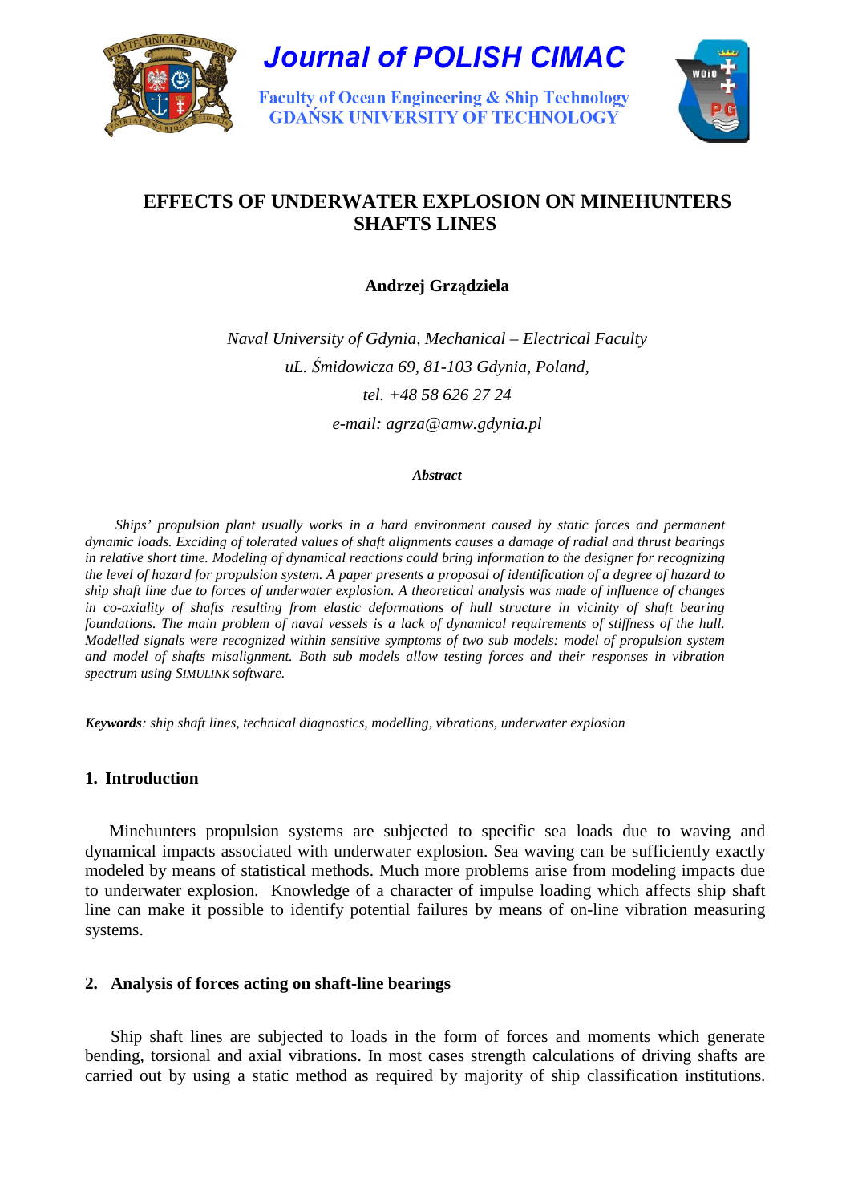# EFFECTS OF UNDERWATER EXPLOSION ON MINEHUNTERS SHAFTS LINES

**Andrzej Grządziela**

*Naval University of Gdynia, Mechanical – Electrical Faculty*
*uL. Śmidowicza 69, 81-103 Gdynia, Poland,*
*tel. +48 58 626 27 24*
*e-mail: agrza@amw.gdynia.pl*

***Abstract***

*Ships' propulsion plant usually works in a hard environment caused by static forces and permanent dynamic loads. Exciding of tolerated values of shaft alignments causes a damage of radial and thrust bearings in relative short time. Modeling of dynamical reactions could bring information to the designer for recognizing the level of hazard for propulsion system. A paper presents a proposal of identification of a degree of hazard to ship shaft line due to forces of underwater explosion. A theoretical analysis was made of influence of changes in co-axiality of shafts resulting from elastic deformations of hull structure in vicinity of shaft bearing foundations. The main problem of naval vessels is a lack of dynamical requirements of stiffness of the hull. Modelled signals were recognized within sensitive symptoms of two sub models: model of propulsion system and model of shafts misalignment. Both sub models allow testing forces and their responses in vibration spectrum using SIMULINK software.*

***Keywords**: ship shaft lines, technical diagnostics, modelling, vibrations, underwater explosion*

## 1. Introduction

Minehunters propulsion systems are subjected to specific sea loads due to waving and dynamical impacts associated with underwater explosion. Sea waving can be sufficiently exactly modeled by means of statistical methods. Much more problems arise from modeling impacts due to underwater explosion. Knowledge of a character of impulse loading which affects ship shaft line can make it possible to identify potential failures by means of on-line vibration measuring systems.

## 2. Analysis of forces acting on shaft-line bearings

Ship shaft lines are subjected to loads in the form of forces and moments which generate bending, torsional and axial vibrations. In most cases strength calculations of driving shafts are carried out by using a static method as required by majority of ship classification institutions.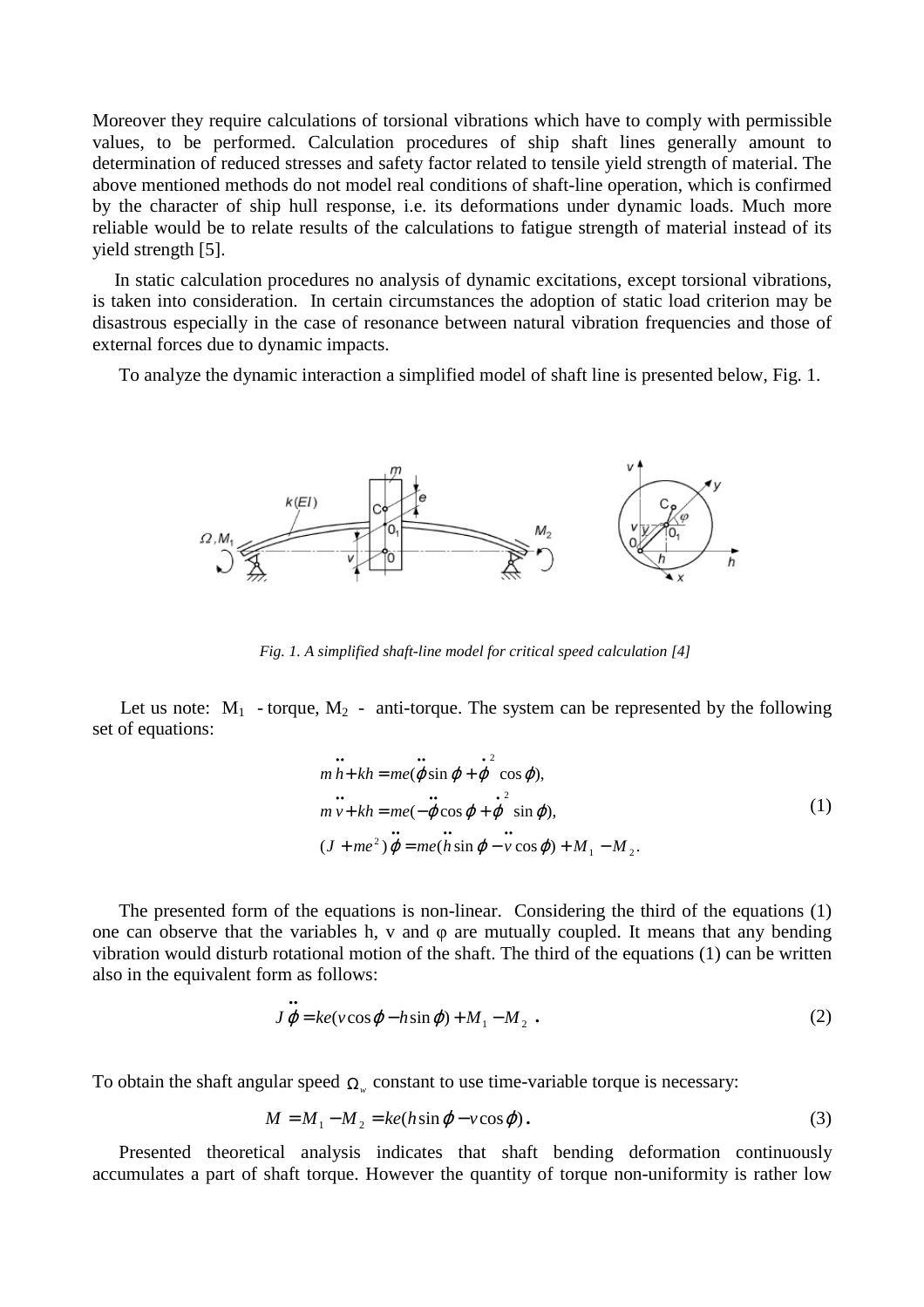Moreover they require calculations of torsional vibrations which have to comply with permissible values, to be performed. Calculation procedures of ship shaft lines generally amount to determination of reduced stresses and safety factor related to tensile yield strength of material. The above mentioned methods do not model real conditions of shaft-line operation, which is confirmed by the character of ship hull response, i.e. its deformations under dynamic loads. Much more reliable would be to relate results of the calculations to fatigue strength of material instead of its yield strength [5].

In static calculation procedures no analysis of dynamic excitations, except torsional vibrations, is taken into consideration. In certain circumstances the adoption of static load criterion may be disastrous especially in the case of resonance between natural vibration frequencies and those of external forces due to dynamic impacts.

To analyze the dynamic interaction a simplified model of shaft line is presented below, Fig. 1.

*Fig. 1. A simplified shaft-line model for critical speed calculation [4]*

Let us note: $M_1$ - torque, $M_2$ - anti-torque. The system can be represented by the following set of equations:

$$
\begin{aligned}
& m\ddot{h} + kh = me(\ddot{\varphi}\sin\varphi + \dot{\varphi}^2\cos\varphi), \\
& m\ddot{v} + kh = me(-\ddot{\varphi}\cos\varphi + \dot{\varphi}^2\sin\varphi), \\
& (J + me^2)\ddot{\varphi} = me(\ddot{h}\sin\varphi - \ddot{v}\cos\varphi) + M_1 - M_2 .
\end{aligned}
\tag{1}
$$

The presented form of the equations is non-linear. Considering the third of the equations (1) one can observe that the variables h, v and φ are mutually coupled. It means that any bending vibration would disturb rotational motion of the shaft. The third of the equations (1) can be written also in the equivalent form as follows:

$$
J\ddot{\varphi} = ke(v\cos\varphi - h\sin\varphi) + M_1 - M_2 \; . \tag{2}
$$

To obtain the shaft angular speed $\Omega_w$ constant to use time-variable torque is necessary:

$$
M = M_1 - M_2 = ke(h\sin\varphi - v\cos\varphi) \, . \tag{3}
$$

Presented theoretical analysis indicates that shaft bending deformation continuously accumulates a part of shaft torque. However the quantity of torque non-uniformity is rather low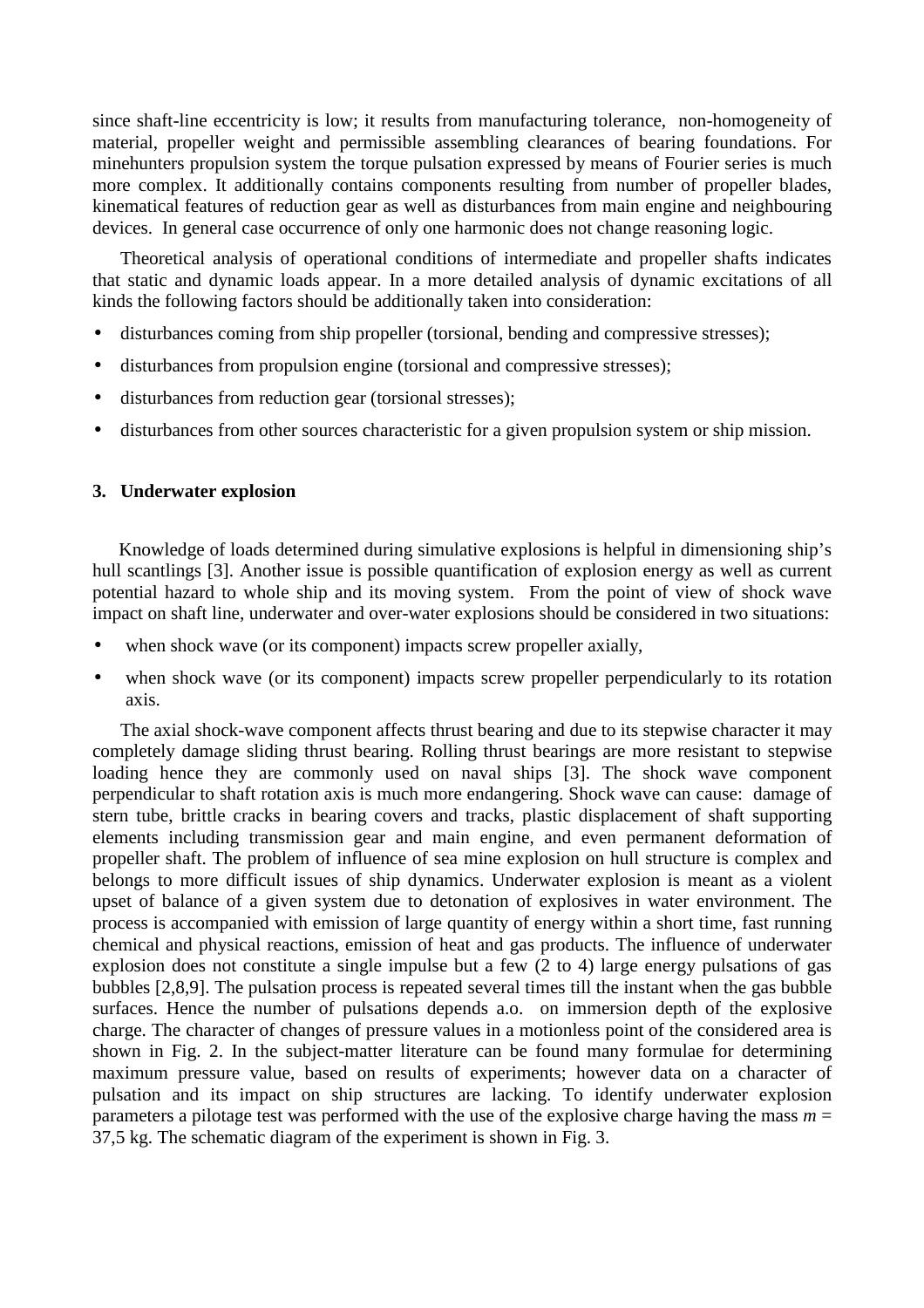since shaft-line eccentricity is low; it results from manufacturing tolerance, non-homogeneity of material, propeller weight and permissible assembling clearances of bearing foundations. For minehunters propulsion system the torque pulsation expressed by means of Fourier series is much more complex. It additionally contains components resulting from number of propeller blades, kinematical features of reduction gear as well as disturbances from main engine and neighbouring devices. In general case occurrence of only one harmonic does not change reasoning logic.

Theoretical analysis of operational conditions of intermediate and propeller shafts indicates that static and dynamic loads appear. In a more detailed analysis of dynamic excitations of all kinds the following factors should be additionally taken into consideration:

- disturbances coming from ship propeller (torsional, bending and compressive stresses);
- disturbances from propulsion engine (torsional and compressive stresses);
- disturbances from reduction gear (torsional stresses);
- disturbances from other sources characteristic for a given propulsion system or ship mission.

## 3. Underwater explosion

Knowledge of loads determined during simulative explosions is helpful in dimensioning ship's hull scantlings [3]. Another issue is possible quantification of explosion energy as well as current potential hazard to whole ship and its moving system. From the point of view of shock wave impact on shaft line, underwater and over-water explosions should be considered in two situations:

- when shock wave (or its component) impacts screw propeller axially,
- when shock wave (or its component) impacts screw propeller perpendicularly to its rotation axis.

The axial shock-wave component affects thrust bearing and due to its stepwise character it may completely damage sliding thrust bearing. Rolling thrust bearings are more resistant to stepwise loading hence they are commonly used on naval ships [3]. The shock wave component perpendicular to shaft rotation axis is much more endangering. Shock wave can cause: damage of stern tube, brittle cracks in bearing covers and tracks, plastic displacement of shaft supporting elements including transmission gear and main engine, and even permanent deformation of propeller shaft. The problem of influence of sea mine explosion on hull structure is complex and belongs to more difficult issues of ship dynamics. Underwater explosion is meant as a violent upset of balance of a given system due to detonation of explosives in water environment. The process is accompanied with emission of large quantity of energy within a short time, fast running chemical and physical reactions, emission of heat and gas products. The influence of underwater explosion does not constitute a single impulse but a few (2 to 4) large energy pulsations of gas bubbles [2,8,9]. The pulsation process is repeated several times till the instant when the gas bubble surfaces. Hence the number of pulsations depends a.o. on immersion depth of the explosive charge. The character of changes of pressure values in a motionless point of the considered area is shown in Fig. 2. In the subject-matter literature can be found many formulae for determining maximum pressure value, based on results of experiments; however data on a character of pulsation and its impact on ship structures are lacking. To identify underwater explosion parameters a pilotage test was performed with the use of the explosive charge having the mass $m$ = 37,5 kg. The schematic diagram of the experiment is shown in Fig. 3.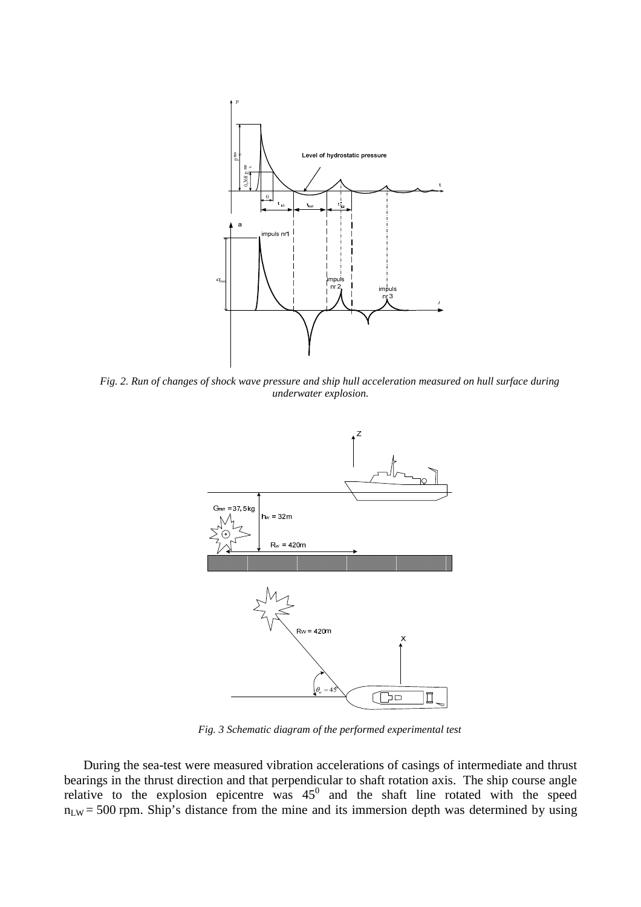*Fig. 2. Run of changes of shock wave pressure and ship hull acceleration measured on hull surface during underwater explosion.*

*Fig. 3 Schematic diagram of the performed experimental test*

During the sea-test were measured vibration accelerations of casings of intermediate and thrust bearings in the thrust direction and that perpendicular to shaft rotation axis. The ship course angle relative to the explosion epicentre was $45^0$ and the shaft line rotated with the speed $n_{LW} = 500$ rpm. Ship's distance from the mine and its immersion depth was determined by using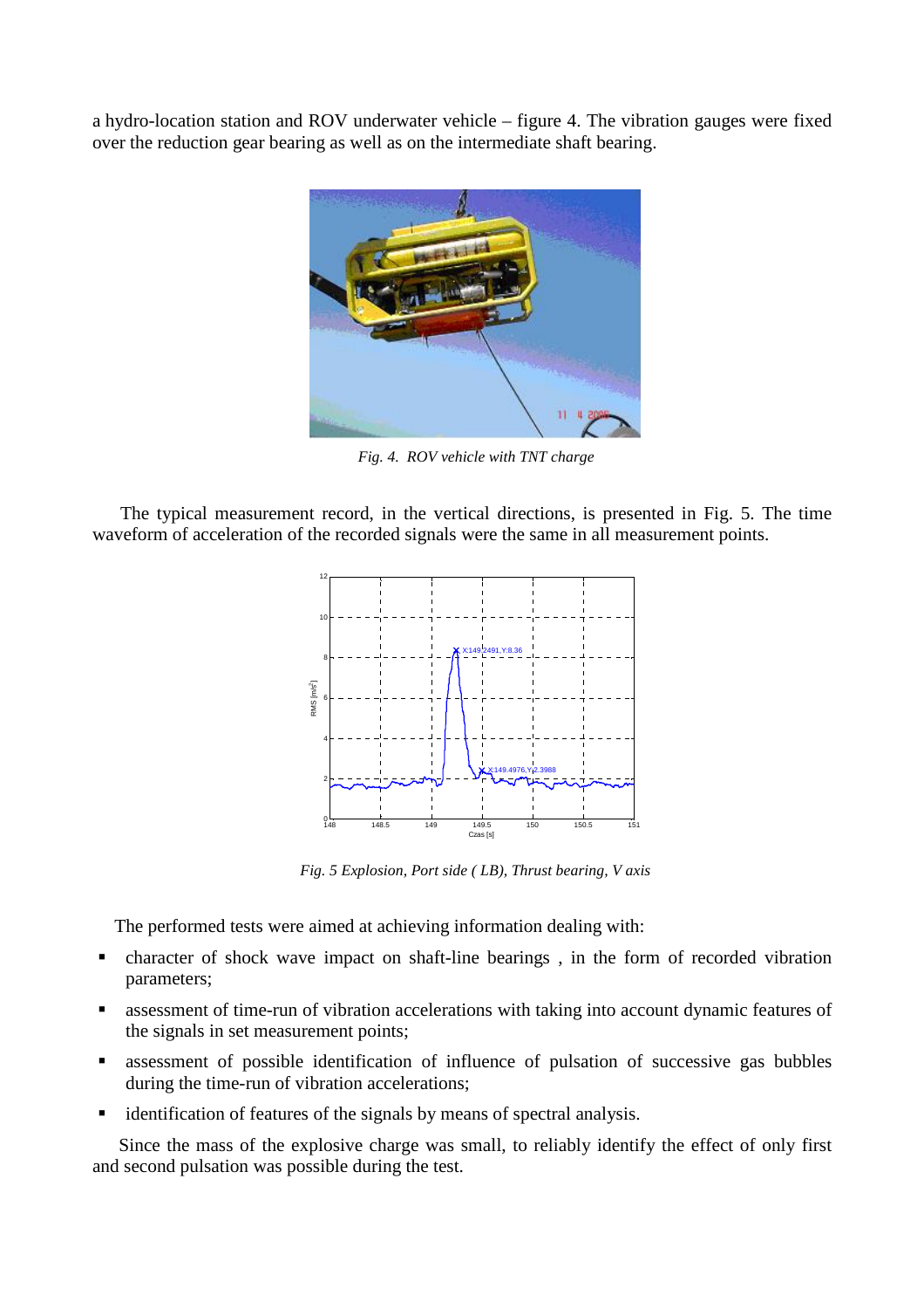a hydro-location station and ROV underwater vehicle – figure 4. The vibration gauges were fixed over the reduction gear bearing as well as on the intermediate shaft bearing.

*Fig. 4. ROV vehicle with TNT charge*

The typical measurement record, in the vertical directions, is presented in Fig. 5. The time waveform of acceleration of the recorded signals were the same in all measurement points.

*Fig. 5 Explosion, Port side ( LB), Thrust bearing, V axis*

The performed tests were aimed at achieving information dealing with:

- character of shock wave impact on shaft-line bearings , in the form of recorded vibration parameters;
- assessment of time-run of vibration accelerations with taking into account dynamic features of the signals in set measurement points;
- assessment of possible identification of influence of pulsation of successive gas bubbles during the time-run of vibration accelerations;
- identification of features of the signals by means of spectral analysis.

Since the mass of the explosive charge was small, to reliably identify the effect of only first and second pulsation was possible during the test.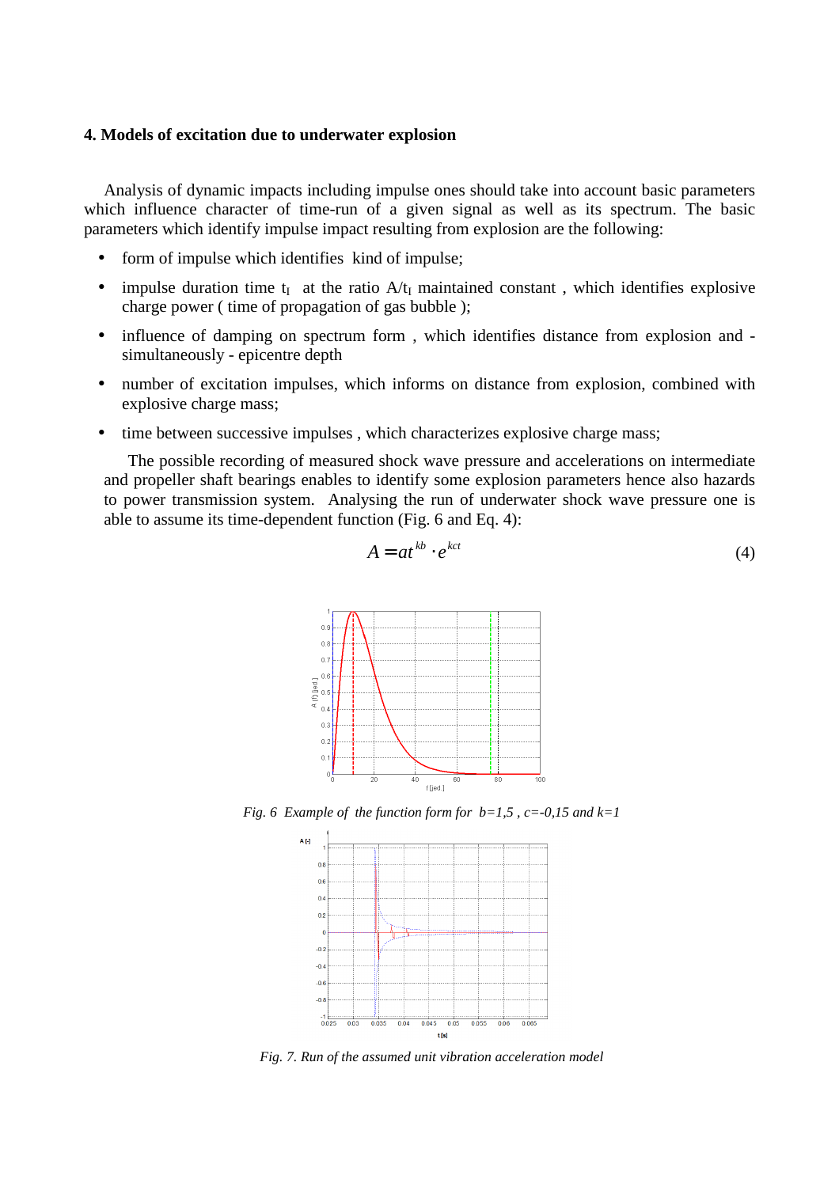### 4. Models of excitation due to underwater explosion

Analysis of dynamic impacts including impulse ones should take into account basic parameters which influence character of time-run of a given signal as well as its spectrum. The basic parameters which identify impulse impact resulting from explosion are the following:

- form of impulse which identifies kind of impulse;
- impulse duration time $t_I$ at the ratio $A/t_I$ maintained constant , which identifies explosive charge power ( time of propagation of gas bubble );
- influence of damping on spectrum form , which identifies distance from explosion and - simultaneously - epicentre depth
- number of excitation impulses, which informs on distance from explosion, combined with explosive charge mass;
- time between successive impulses , which characterizes explosive charge mass;

The possible recording of measured shock wave pressure and accelerations on intermediate and propeller shaft bearings enables to identify some explosion parameters hence also hazards to power transmission system. Analysing the run of underwater shock wave pressure one is able to assume its time-dependent function (Fig. 6 and Eq. 4):

$$A = at^{kb} \cdot e^{kct} \tag{4}$$

*Fig. 6 Example of the function form for b=1,5 , c=-0,15 and k=1*

*Fig. 7. Run of the assumed unit vibration acceleration model*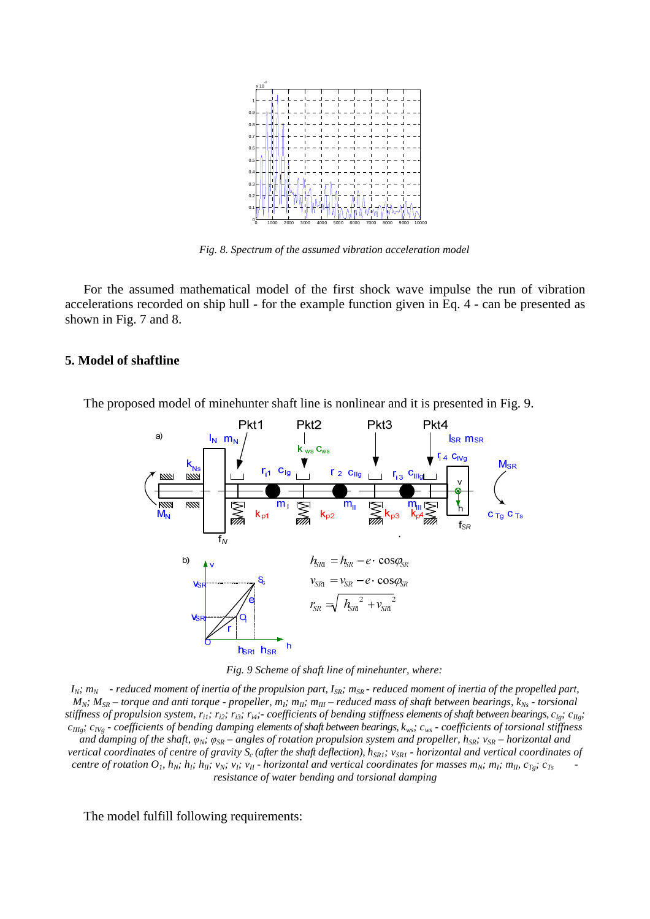*Fig. 8. Spectrum of the assumed vibration acceleration model*

For the assumed mathematical model of the first shock wave impulse the run of vibration accelerations recorded on ship hull - for the example function given in Eq. 4 - can be presented as shown in Fig. 7 and 8.

## 5. Model of shaftline

The proposed model of minehunter shaft line is nonlinear and it is presented in Fig. 9.

$$h_{SR1} = h_{SR} - e \cdot \cos\varphi_{SR}$$

$$v_{SR1} = v_{SR} - e \cdot \cos\varphi_{SR}$$

$$r_{SR} = \sqrt{h_{SR1}^{\;2} + v_{SR1}^{\;2}}$$

*Fig. 9 Scheme of shaft line of minehunter, where:*

*$I_N$; $m_N$ - reduced moment of inertia of the propulsion part, $I_{SR}$; $m_{SR}$ - reduced moment of inertia of the propelled part, $M_N$; $M_{SR}$ – torque and anti torque - propeller, $m_I$; $m_{II}$; $m_{III}$ – reduced mass of shaft between bearings, $k_{Ns}$ - torsional stiffness of propulsion system, $r_{i1}$; $r_{i2}$; $r_{i3}$; $r_{i4}$;- coefficients of bending stiffness elements of shaft between bearings, $c_{Ig}$; $c_{IIg}$; $c_{IIIg}$; $c_{IVg}$ - coefficients of bending damping elements of shaft between bearings, $k_{ws}$; $c_{ws}$ - coefficients of torsional stiffness and damping of the shaft, $\varphi_N$; $\varphi_{SR}$ – angles of rotation propulsion system and propeller, $h_{SR}$; $v_{SR}$ – horizontal and vertical coordinates of centre of gravity $S_c$ (after the shaft deflection), $h_{SR1}$; $v_{SR1}$ - horizontal and vertical coordinates of centre of rotation $O_1$, $h_N$; $h_I$; $h_{II}$; $v_N$; $v_I$; $v_{II}$ - horizontal and vertical coordinates for masses $m_N$; $m_I$; $m_{II}$, $c_{Tg}$; $c_{Ts}$ - resistance of water bending and torsional damping*

The model fulfill following requirements: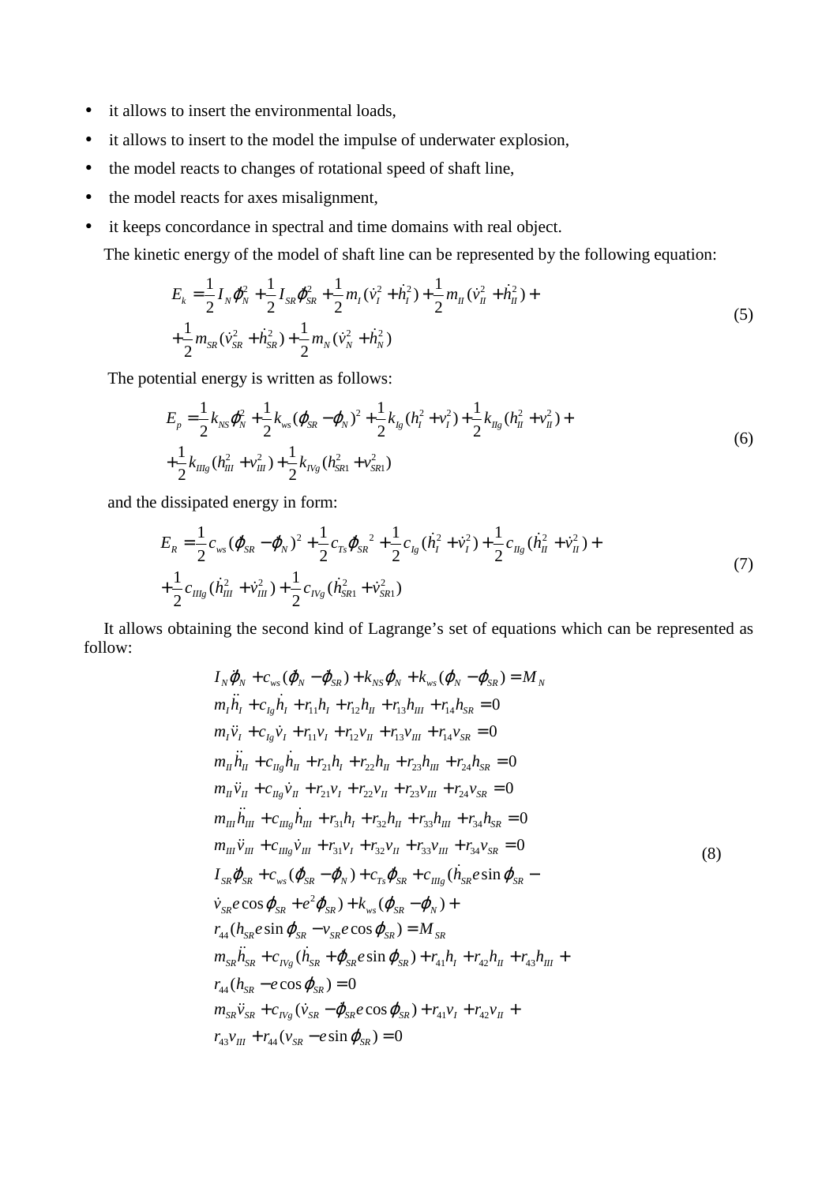- it allows to insert the environmental loads,
- it allows to insert to the model the impulse of underwater explosion,
- the model reacts to changes of rotational speed of shaft line,
- the model reacts for axes misalignment,
- it keeps concordance in spectral and time domains with real object.

The kinetic energy of the model of shaft line can be represented by the following equation:

$$
\begin{aligned}
E_k &= \frac{1}{2} I_N \dot{\varphi}_N^2 + \frac{1}{2} I_{SR} \dot{\varphi}_{SR}^2 + \frac{1}{2} m_I (\dot{v}_I^2 + \dot{h}_I^2) + \frac{1}{2} m_{II} (\dot{v}_{II}^2 + \dot{h}_{II}^2) + \\
&+ \frac{1}{2} m_{SR} (\dot{v}_{SR}^2 + \dot{h}_{SR}^2) + \frac{1}{2} m_N (\dot{v}_N^2 + \dot{h}_N^2)
\end{aligned}
\tag{5}
$$

The potential energy is written as follows:

$$
\begin{aligned}
E_p &= \frac{1}{2} k_{NS} \varphi_N^2 + \frac{1}{2} k_{ws} (\varphi_{SR} - \varphi_N)^2 + \frac{1}{2} k_{Ig} (h_I^2 + v_I^2) + \frac{1}{2} k_{IIg} (h_{II}^2 + v_{II}^2) + \\
&+ \frac{1}{2} k_{IIIg} (h_{III}^2 + v_{III}^2) + \frac{1}{2} k_{IVg} (h_{SR1}^2 + v_{SR1}^2)
\end{aligned}
\tag{6}
$$

and the dissipated energy in form:

$$
\begin{aligned}
E_R &= \frac{1}{2} c_{ws} (\dot{\varphi}_{SR} - \dot{\varphi}_N)^2 + \frac{1}{2} c_{Ts} \dot{\varphi}_{SR}{}^2 + \frac{1}{2} c_{Ig} (\dot{h}_I^2 + \dot{v}_I^2) + \frac{1}{2} c_{IIg} (\dot{h}_{II}^2 + \dot{v}_{II}^2) + \\
&+ \frac{1}{2} c_{IIIg} (\dot{h}_{III}^2 + \dot{v}_{III}^2) + \frac{1}{2} c_{IVg} (\dot{h}_{SR1}^2 + \dot{v}_{SR1}^2)
\end{aligned}
\tag{7}
$$

It allows obtaining the second kind of Lagrange's set of equations which can be represented as follow:

$$
\begin{aligned}
& I_N \ddot{\varphi}_N + c_{ws} (\dot{\varphi}_N - \dot{\varphi}_{SR}) + k_{NS} \varphi_N + k_{ws} (\varphi_N - \varphi_{SR}) = M_N \\
& m_I \ddot{h}_I + c_{Ig} \dot{h}_I + r_{11} h_I + r_{12} h_{II} + r_{13} h_{III} + r_{14} h_{SR} = 0 \\
& m_I \ddot{v}_I + c_{Ig} \dot{v}_I + r_{11} v_I + r_{12} v_{II} + r_{13} v_{III} + r_{14} v_{SR} = 0 \\
& m_{II} \ddot{h}_{II} + c_{IIg} \dot{h}_{II} + r_{21} h_I + r_{22} h_{II} + r_{23} h_{III} + r_{24} h_{SR} = 0 \\
& m_{II} \ddot{v}_{II} + c_{IIg} \dot{v}_{II} + r_{21} v_I + r_{22} v_{II} + r_{23} v_{III} + r_{24} v_{SR} = 0 \\
& m_{III} \ddot{h}_{III} + c_{IIIg} \dot{h}_{III} + r_{31} h_I + r_{32} h_{II} + r_{33} h_{III} + r_{34} h_{SR} = 0 \\
& m_{III} \ddot{v}_{III} + c_{IIIg} \dot{v}_{III} + r_{31} v_I + r_{32} v_{II} + r_{33} v_{III} + r_{34} v_{SR} = 0 \\
& I_{SR} \ddot{\varphi}_{SR} + c_{ws} (\dot{\varphi}_{SR} - \dot{\varphi}_N) + c_{Ts} \dot{\varphi}_{SR} + c_{IIIg} (\dot{h}_{SR} e \sin \varphi_{SR} - \\
& \dot{v}_{SR} e \cos \varphi_{SR} + e^2 \dot{\varphi}_{SR}) + k_{ws} (\varphi_{SR} - \varphi_N) + \\
& r_{44} (h_{SR} e \sin \varphi_{SR} - v_{SR} e \cos \varphi_{SR}) = M_{SR} \\
& m_{SR} \ddot{h}_{SR} + c_{IVg} (\dot{h}_{SR} + \dot{\varphi}_{SR} e \sin \varphi_{SR}) + r_{41} h_I + r_{42} h_{II} + r_{43} h_{III} + \\
& r_{44} (h_{SR} - e \cos \varphi_{SR}) = 0 \\
& m_{SR} \ddot{v}_{SR} + c_{IVg} (\dot{v}_{SR} - \dot{\varphi}_{SR} e \cos \varphi_{SR}) + r_{41} v_I + r_{42} v_{II} + \\
& r_{43} v_{III} + r_{44} (v_{SR} - e \sin \varphi_{SR}) = 0
\end{aligned}
\tag{8}
$$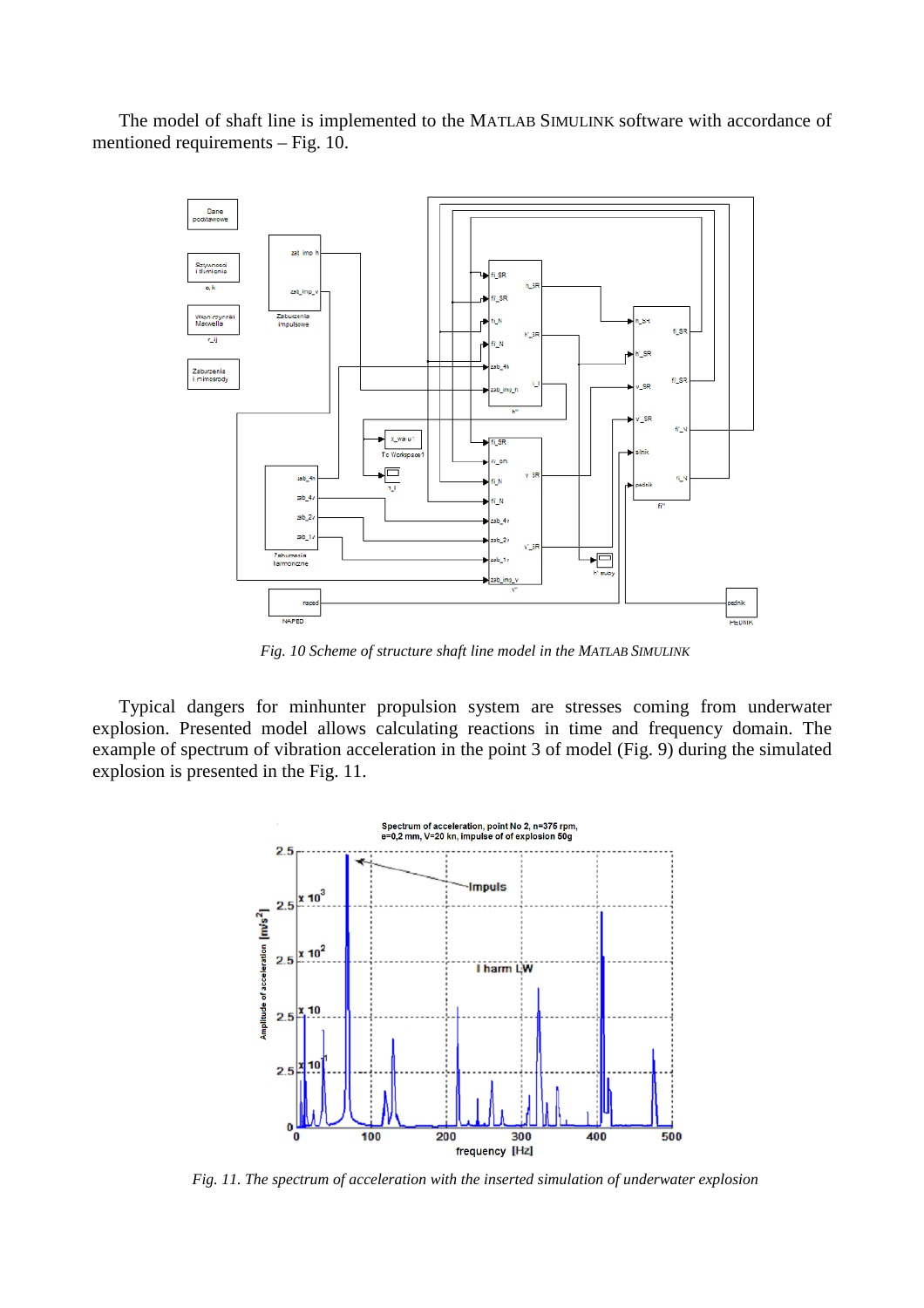The model of shaft line is implemented to the MATLAB SIMULINK software with accordance of mentioned requirements – Fig. 10.

*Fig. 10 Scheme of structure shaft line model in the MATLAB SIMULINK*

Typical dangers for minhunter propulsion system are stresses coming from underwater explosion. Presented model allows calculating reactions in time and frequency domain. The example of spectrum of vibration acceleration in the point 3 of model (Fig. 9) during the simulated explosion is presented in the Fig. 11.

*Fig. 11. The spectrum of acceleration with the inserted simulation of underwater explosion*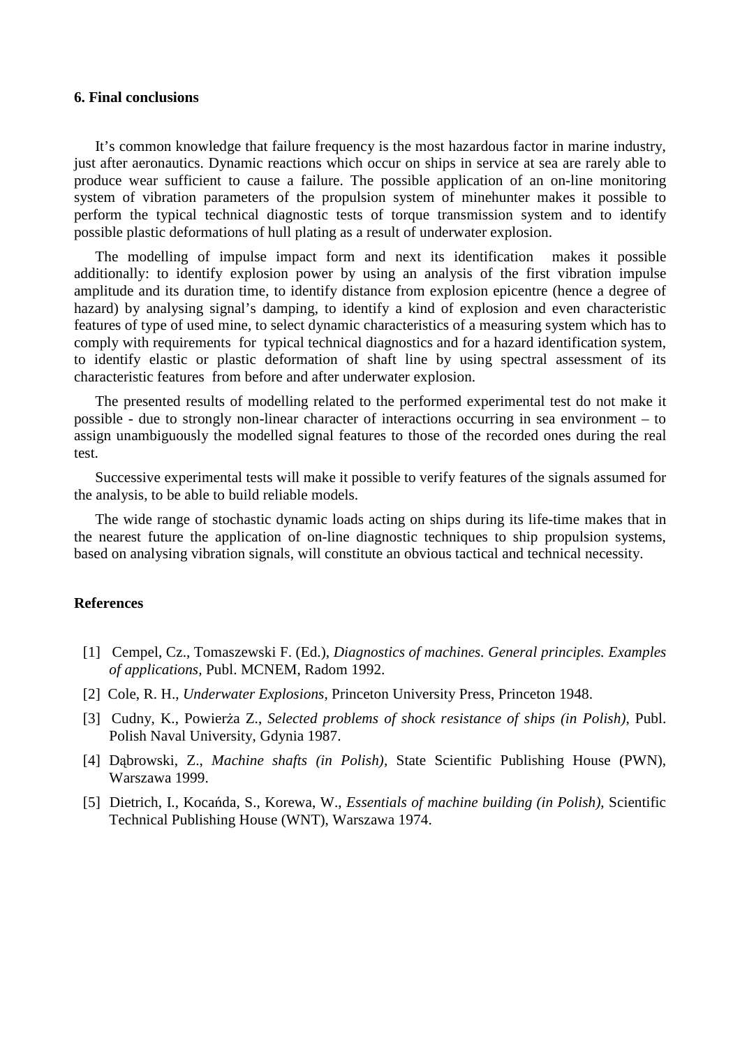## 6. Final conclusions

It's common knowledge that failure frequency is the most hazardous factor in marine industry, just after aeronautics. Dynamic reactions which occur on ships in service at sea are rarely able to produce wear sufficient to cause a failure. The possible application of an on-line monitoring system of vibration parameters of the propulsion system of minehunter makes it possible to perform the typical technical diagnostic tests of torque transmission system and to identify possible plastic deformations of hull plating as a result of underwater explosion.

The modelling of impulse impact form and next its identification makes it possible additionally: to identify explosion power by using an analysis of the first vibration impulse amplitude and its duration time, to identify distance from explosion epicentre (hence a degree of hazard) by analysing signal's damping, to identify a kind of explosion and even characteristic features of type of used mine, to select dynamic characteristics of a measuring system which has to comply with requirements for typical technical diagnostics and for a hazard identification system, to identify elastic or plastic deformation of shaft line by using spectral assessment of its characteristic features from before and after underwater explosion.

The presented results of modelling related to the performed experimental test do not make it possible - due to strongly non-linear character of interactions occurring in sea environment – to assign unambiguously the modelled signal features to those of the recorded ones during the real test.

Successive experimental tests will make it possible to verify features of the signals assumed for the analysis, to be able to build reliable models.

The wide range of stochastic dynamic loads acting on ships during its life-time makes that in the nearest future the application of on-line diagnostic techniques to ship propulsion systems, based on analysing vibration signals, will constitute an obvious tactical and technical necessity.

## References

[1] Cempel, Cz., Tomaszewski F. (Ed.), *Diagnostics of machines. General principles. Examples of applications*, Publ. MCNEM, Radom 1992.

[2] Cole, R. H., *Underwater Explosions*, Princeton University Press, Princeton 1948.

[3] Cudny, K., Powierża Z., *Selected problems of shock resistance of ships (in Polish)*, Publ. Polish Naval University, Gdynia 1987.

[4] Dąbrowski, Z., *Machine shafts (in Polish)*, State Scientific Publishing House (PWN), Warszawa 1999.

[5] Dietrich, I., Kocańda, S., Korewa, W., *Essentials of machine building (in Polish)*, Scientific Technical Publishing House (WNT), Warszawa 1974.